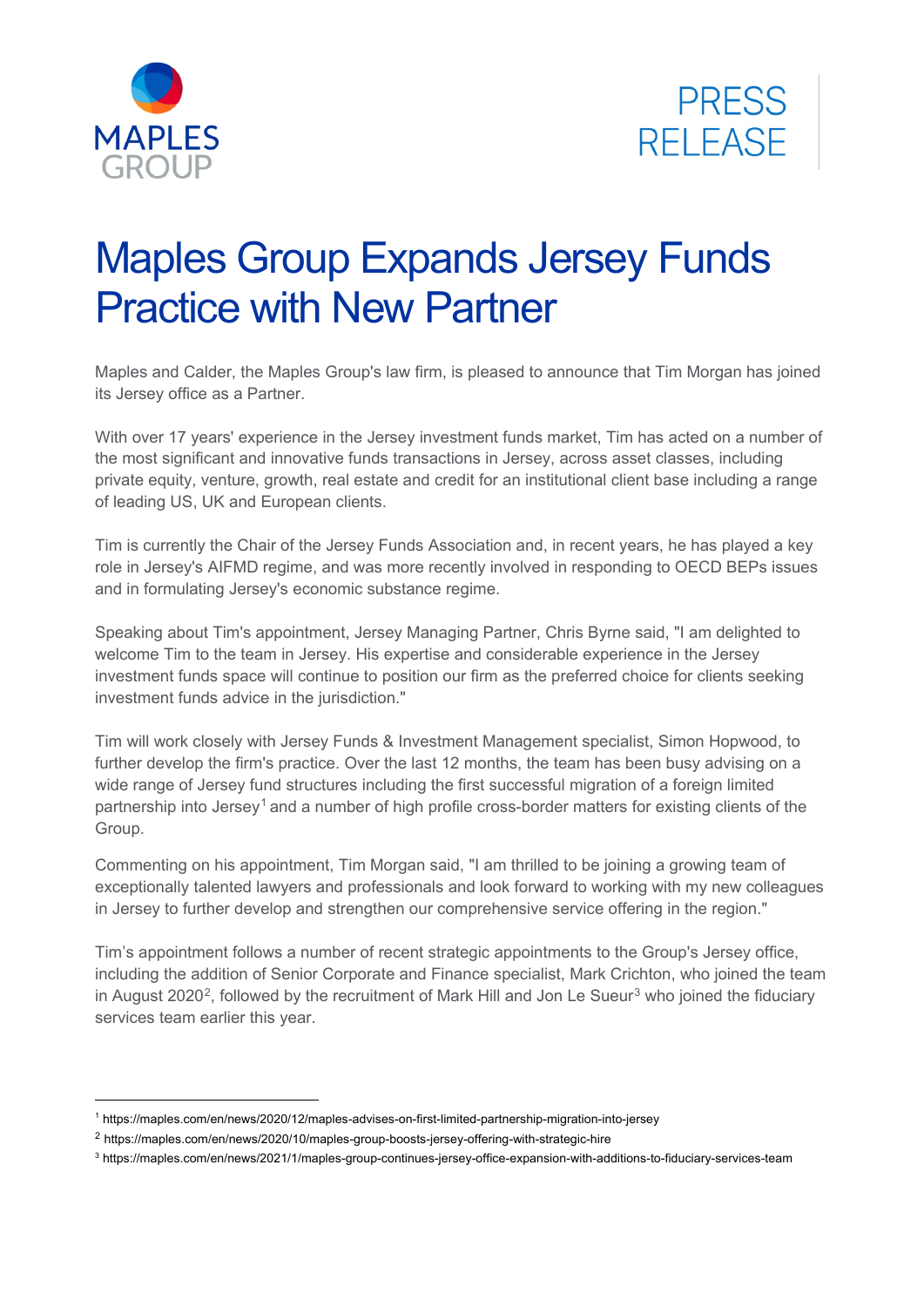MAPLES GROUP

PRESS RELEASE

# Maples Group Expands Jersey Funds Practice with New Partner

Maples and Calder, the Maples Group's law firm, is pleased to announce that Tim Morgan has joined its Jersey office as a Partner.

With over 17 years' experience in the Jersey investment funds market, Tim has acted on a number of the most significant and innovative funds transactions in Jersey, across asset classes, including private equity, venture, growth, real estate and credit for an institutional client base including a range of leading US, UK and European clients.

Tim is currently the Chair of the Jersey Funds Association and, in recent years, he has played a key role in Jersey's AIFMD regime, and was more recently involved in responding to OECD BEPs issues and in formulating Jersey's economic substance regime.

Speaking about Tim's appointment, Jersey Managing Partner, Chris Byrne said, "I am delighted to welcome Tim to the team in Jersey. His expertise and considerable experience in the Jersey investment funds space will continue to position our firm as the preferred choice for clients seeking investment funds advice in the jurisdiction."

Tim will work closely with Jersey Funds & Investment Management specialist, Simon Hopwood, to further develop the firm's practice. Over the last 12 months, the team has been busy advising on a wide range of Jersey fund structures including the first successful migration of a foreign limited partnership into Jersey[1] and a number of high profile cross-border matters for existing clients of the Group.

Commenting on his appointment, Tim Morgan said, "I am thrilled to be joining a growing team of exceptionally talented lawyers and professionals and look forward to working with my new colleagues in Jersey to further develop and strengthen our comprehensive service offering in the region."

Tim's appointment follows a number of recent strategic appointments to the Group's Jersey office, including the addition of Senior Corporate and Finance specialist, Mark Crichton, who joined the team in August 2020[2], followed by the recruitment of Mark Hill and Jon Le Sueur[3] who joined the fiduciary services team earlier this year.

---

[1] https://maples.com/en/news/2020/12/maples-advises-on-first-limited-partnership-migration-into-jersey

[2] https://maples.com/en/news/2020/10/maples-group-boosts-jersey-offering-with-strategic-hire

[3] https://maples.com/en/news/2021/1/maples-group-continues-jersey-office-expansion-with-additions-to-fiduciary-services-team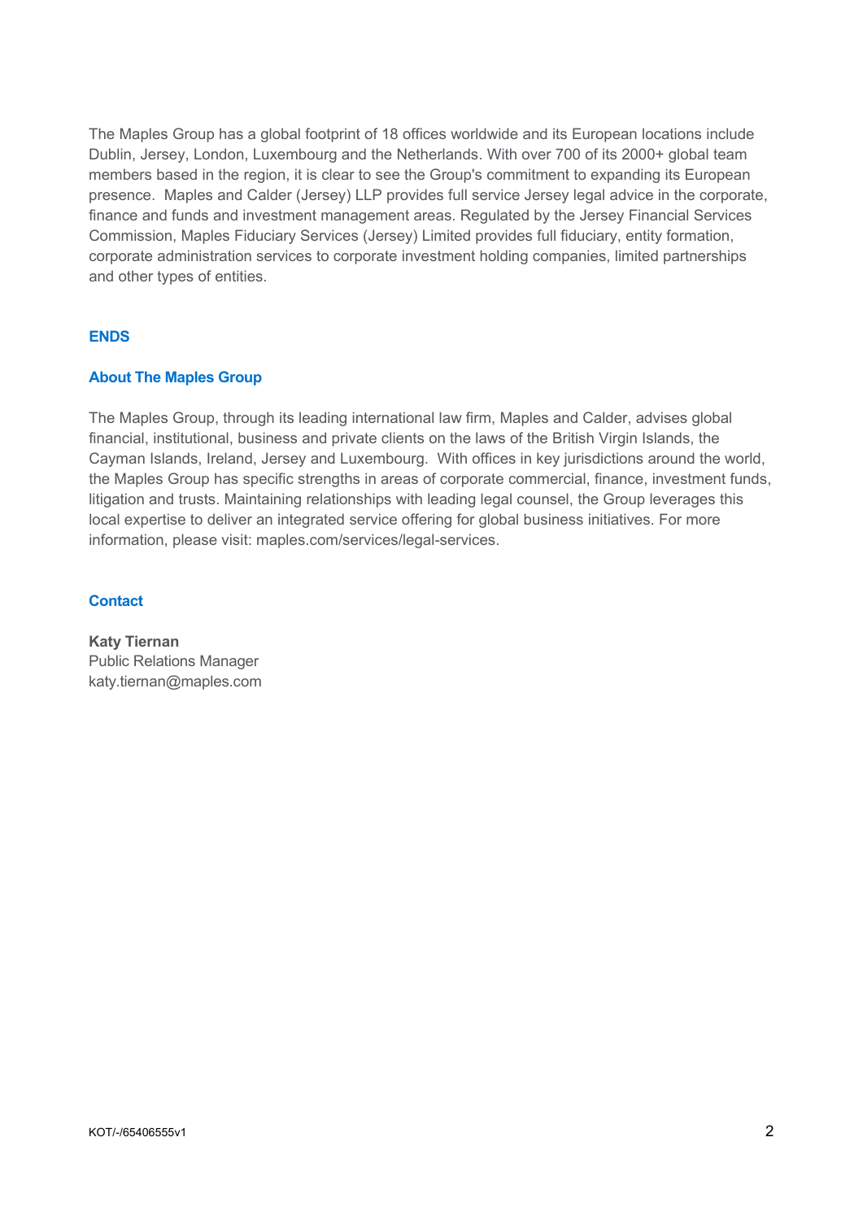The Maples Group has a global footprint of 18 offices worldwide and its European locations include Dublin, Jersey, London, Luxembourg and the Netherlands. With over 700 of its 2000+ global team members based in the region, it is clear to see the Group's commitment to expanding its European presence. Maples and Calder (Jersey) LLP provides full service Jersey legal advice in the corporate, finance and funds and investment management areas. Regulated by the Jersey Financial Services Commission, Maples Fiduciary Services (Jersey) Limited provides full fiduciary, entity formation, corporate administration services to corporate investment holding companies, limited partnerships and other types of entities.

**ENDS**

## About The Maples Group

The Maples Group, through its leading international law firm, Maples and Calder, advises global financial, institutional, business and private clients on the laws of the British Virgin Islands, the Cayman Islands, Ireland, Jersey and Luxembourg. With offices in key jurisdictions around the world, the Maples Group has specific strengths in areas of corporate commercial, finance, investment funds, litigation and trusts. Maintaining relationships with leading legal counsel, the Group leverages this local expertise to deliver an integrated service offering for global business initiatives. For more information, please visit: maples.com/services/legal-services.

## Contact

**Katy Tiernan**
Public Relations Manager
katy.tiernan@maples.com

KOT/-/65406555v1